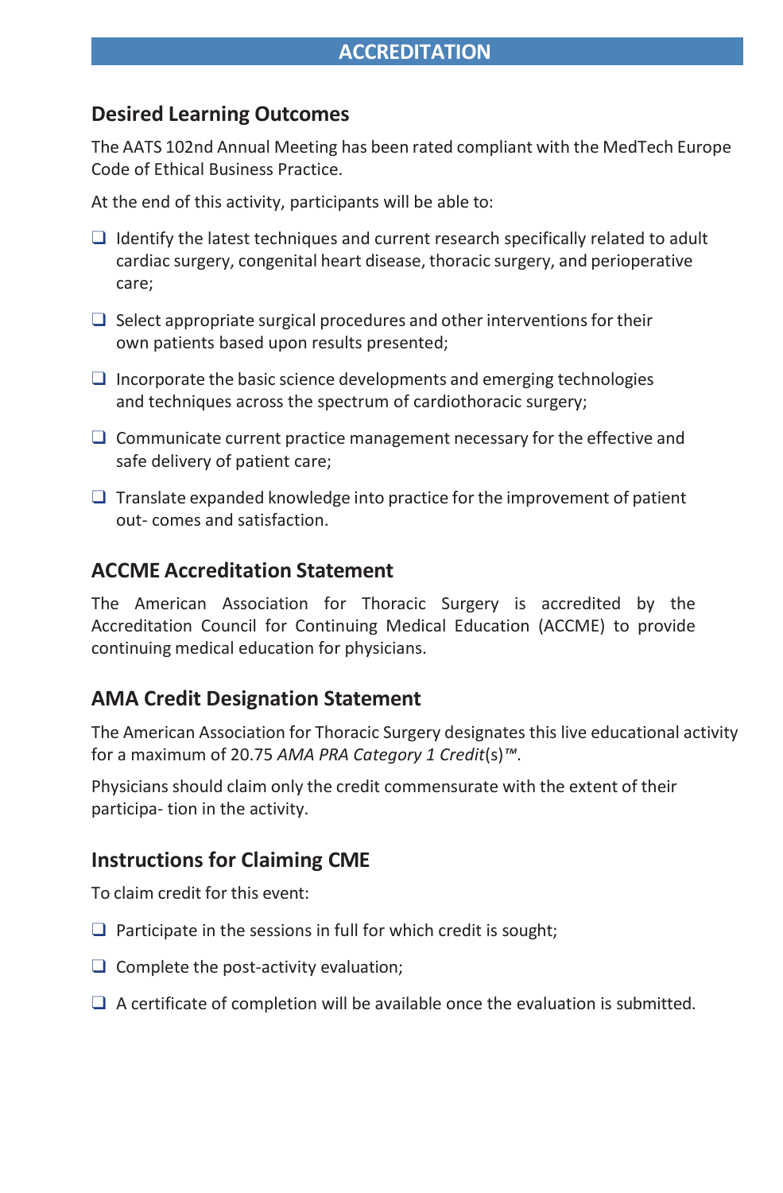# ACCREDITATION

## Desired Learning Outcomes

The AATS 102nd Annual Meeting has been rated compliant with the MedTech Europe Code of Ethical Business Practice.

At the end of this activity, participants will be able to:

- Identify the latest techniques and current research specifically related to adult cardiac surgery, congenital heart disease, thoracic surgery, and perioperative care;
- Select appropriate surgical procedures and other interventions for their own patients based upon results presented;
- Incorporate the basic science developments and emerging technologies and techniques across the spectrum of cardiothoracic surgery;
- Communicate current practice management necessary for the effective and safe delivery of patient care;
- Translate expanded knowledge into practice for the improvement of patient out- comes and satisfaction.

## ACCME Accreditation Statement

The American Association for Thoracic Surgery is accredited by the Accreditation Council for Continuing Medical Education (ACCME) to provide continuing medical education for physicians.

## AMA Credit Designation Statement

The American Association for Thoracic Surgery designates this live educational activity for a maximum of 20.75 *AMA PRA Category 1 Credit*(s)™.

Physicians should claim only the credit commensurate with the extent of their participa- tion in the activity.

## Instructions for Claiming CME

To claim credit for this event:

- Participate in the sessions in full for which credit is sought;
- Complete the post-activity evaluation;
- A certificate of completion will be available once the evaluation is submitted.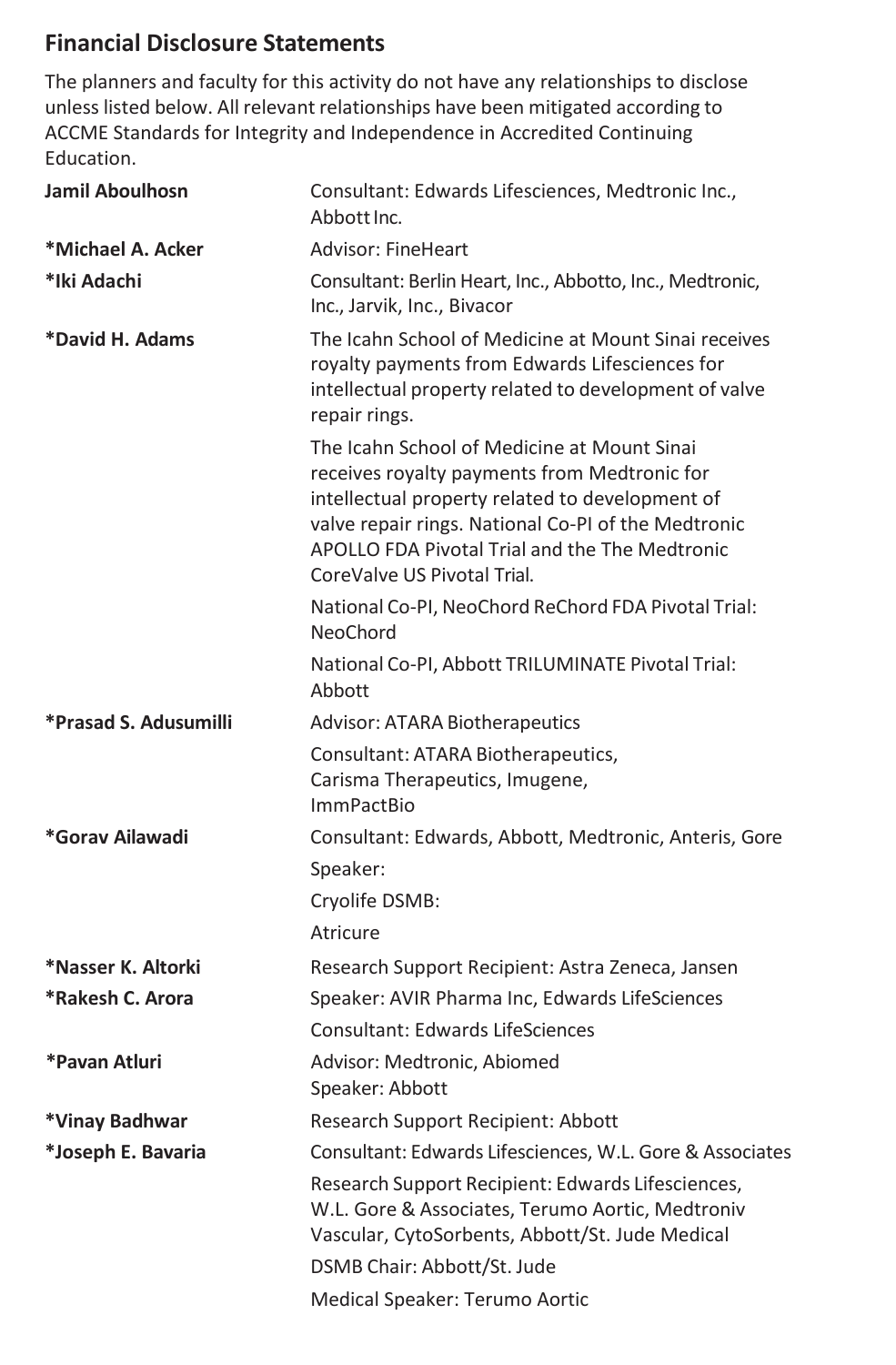## Financial Disclosure Statements

The planners and faculty for this activity do not have any relationships to disclose unless listed below. All relevant relationships have been mitigated according to ACCME Standards for Integrity and Independence in Accredited Continuing Education.

| | |
|---|---|
| **Jamil Aboulhosn** | Consultant: Edwards Lifesciences, Medtronic Inc., Abbott Inc. |
| ***Michael A. Acker** | Advisor: FineHeart |
| ***Iki Adachi** | Consultant: Berlin Heart, Inc., Abbotto, Inc., Medtronic, Inc., Jarvik, Inc., Bivacor |
| ***David H. Adams** | The Icahn School of Medicine at Mount Sinai receives royalty payments from Edwards Lifesciences for intellectual property related to development of valve repair rings. |
| | The Icahn School of Medicine at Mount Sinai receives royalty payments from Medtronic for intellectual property related to development of valve repair rings. National Co-PI of the Medtronic APOLLO FDA Pivotal Trial and the The Medtronic CoreValve US Pivotal Trial. |
| | National Co-PI, NeoChord ReChord FDA Pivotal Trial: NeoChord |
| | National Co-PI, Abbott TRILUMINATE Pivotal Trial: Abbott |
| ***Prasad S. Adusumilli** | Advisor: ATARA Biotherapeutics |
| | Consultant: ATARA Biotherapeutics, Carisma Therapeutics, Imugene, ImmPactBio |
| ***Gorav Ailawadi** | Consultant: Edwards, Abbott, Medtronic, Anteris, Gore |
| | Speaker: |
| | Cryolife DSMB: |
| | Atricure |
| ***Nasser K. Altorki** | Research Support Recipient: Astra Zeneca, Jansen |
| ***Rakesh C. Arora** | Speaker: AVIR Pharma Inc, Edwards LifeSciences |
| | Consultant: Edwards LifeSciences |
| ***Pavan Atluri** | Advisor: Medtronic, Abiomed<br>Speaker: Abbott |
| ***Vinay Badhwar** | Research Support Recipient: Abbott |
| ***Joseph E. Bavaria** | Consultant: Edwards Lifesciences, W.L. Gore & Associates |
| | Research Support Recipient: Edwards Lifesciences, W.L. Gore & Associates, Terumo Aortic, Medtroniv Vascular, CytoSorbents, Abbott/St. Jude Medical |
| | DSMB Chair: Abbott/St. Jude |
| | Medical Speaker: Terumo Aortic |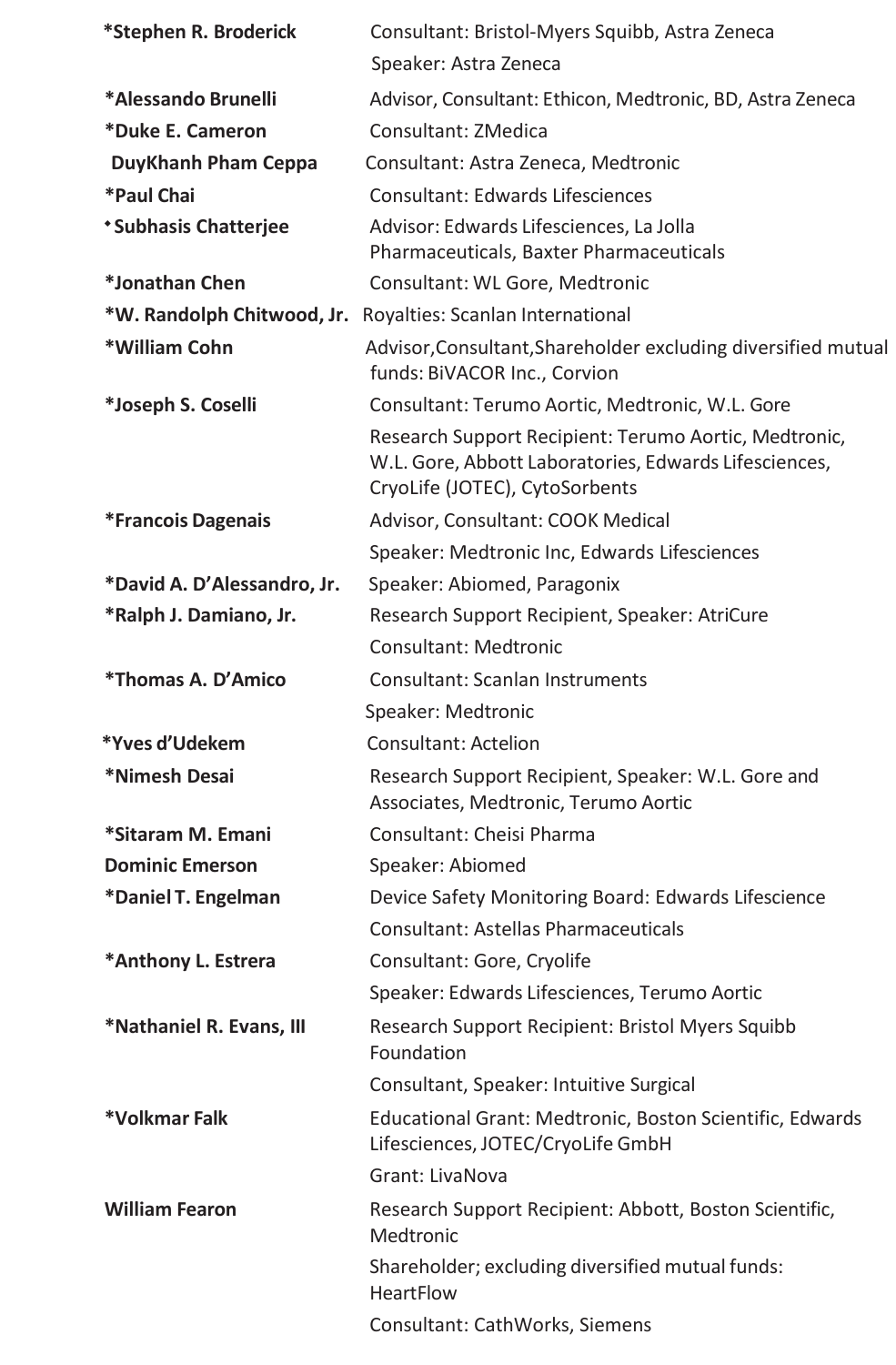| | |
|---|---|
| ***Stephen R. Broderick** | Consultant: Bristol-Myers Squibb, Astra Zeneca<br>Speaker: Astra Zeneca |
| ***Alessando Brunelli** | Advisor, Consultant: Ethicon, Medtronic, BD, Astra Zeneca |
| ***Duke E. Cameron** | Consultant: ZMedica |
| **DuyKhanh Pham Ceppa** | Consultant: Astra Zeneca, Medtronic |
| ***Paul Chai** | Consultant: Edwards Lifesciences |
| **⬩Subhasis Chatterjee** | Advisor: Edwards Lifesciences, La Jolla Pharmaceuticals, Baxter Pharmaceuticals |
| ***Jonathan Chen** | Consultant: WL Gore, Medtronic |
| ***W. Randolph Chitwood, Jr.** | Royalties: Scanlan International |
| ***William Cohn** | Advisor,Consultant,Shareholder excluding diversified mutual funds: BiVACOR Inc., Corvion |
| ***Joseph S. Coselli** | Consultant: Terumo Aortic, Medtronic, W.L. Gore<br>Research Support Recipient: Terumo Aortic, Medtronic, W.L. Gore, Abbott Laboratories, Edwards Lifesciences, CryoLife (JOTEC), CytoSorbents |
| ***Francois Dagenais** | Advisor, Consultant: COOK Medical<br>Speaker: Medtronic Inc, Edwards Lifesciences |
| ***David A. D'Alessandro, Jr.** | Speaker: Abiomed, Paragonix |
| ***Ralph J. Damiano, Jr.** | Research Support Recipient, Speaker: AtriCure<br>Consultant: Medtronic |
| ***Thomas A. D'Amico** | Consultant: Scanlan Instruments<br>Speaker: Medtronic |
| ***Yves d'Udekem** | Consultant: Actelion |
| ***Nimesh Desai** | Research Support Recipient, Speaker: W.L. Gore and Associates, Medtronic, Terumo Aortic |
| ***Sitaram M. Emani** | Consultant: Cheisi Pharma |
| **Dominic Emerson** | Speaker: Abiomed |
| ***Daniel T. Engelman** | Device Safety Monitoring Board: Edwards Lifescience<br>Consultant: Astellas Pharmaceuticals |
| ***Anthony L. Estrera** | Consultant: Gore, Cryolife<br>Speaker: Edwards Lifesciences, Terumo Aortic |
| ***Nathaniel R. Evans, III** | Research Support Recipient: Bristol Myers Squibb Foundation<br>Consultant, Speaker: Intuitive Surgical |
| ***Volkmar Falk** | Educational Grant: Medtronic, Boston Scientific, Edwards Lifesciences, JOTEC/CryoLife GmbH<br>Grant: LivaNova |
| **William Fearon** | Research Support Recipient: Abbott, Boston Scientific, Medtronic<br>Shareholder; excluding diversified mutual funds: HeartFlow<br>Consultant: CathWorks, Siemens |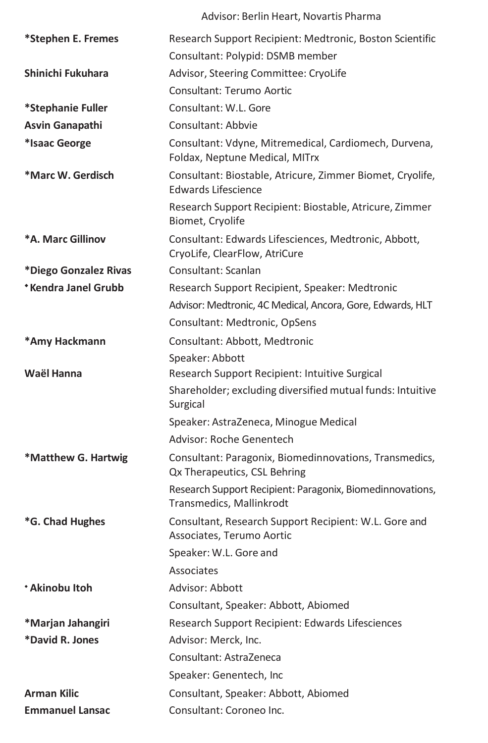| | |
|---|---|
| | Advisor: Berlin Heart, Novartis Pharma |
| **\*Stephen E. Fremes** | Research Support Recipient: Medtronic, Boston Scientific |
| | Consultant: Polypid: DSMB member |
| **Shinichi Fukuhara** | Advisor, Steering Committee: CryoLife |
| | Consultant: Terumo Aortic |
| **\*Stephanie Fuller** | Consultant: W.L. Gore |
| **Asvin Ganapathi** | Consultant: Abbvie |
| **\*Isaac George** | Consultant: Vdyne, Mitremedical, Cardiomech, Durvena, Foldax, Neptune Medical, MITrx |
| **\*Marc W. Gerdisch** | Consultant: Biostable, Atricure, Zimmer Biomet, Cryolife, Edwards Lifescience |
| | Research Support Recipient: Biostable, Atricure, Zimmer Biomet, Cryolife |
| **\*A. Marc Gillinov** | Consultant: Edwards Lifesciences, Medtronic, Abbott, CryoLife, ClearFlow, AtriCure |
| **\*Diego Gonzalez Rivas** | Consultant: Scanlan |
| **⬩Kendra Janel Grubb** | Research Support Recipient, Speaker: Medtronic |
| | Advisor: Medtronic, 4C Medical, Ancora, Gore, Edwards, HLT |
| | Consultant: Medtronic, OpSens |
| **\*Amy Hackmann** | Consultant: Abbott, Medtronic |
| | Speaker: Abbott |
| **Waël Hanna** | Research Support Recipient: Intuitive Surgical |
| | Shareholder; excluding diversified mutual funds: Intuitive Surgical |
| | Speaker: AstraZeneca, Minogue Medical |
| | Advisor: Roche Genentech |
| **\*Matthew G. Hartwig** | Consultant: Paragonix, Biomedinnovations, Transmedics, Qx Therapeutics, CSL Behring |
| | Research Support Recipient: Paragonix, Biomedinnovations, Transmedics, Mallinkrodt |
| **\*G. Chad Hughes** | Consultant, Research Support Recipient: W.L. Gore and Associates, Terumo Aortic |
| | Speaker: W.L. Gore and Associates |
| **⬩Akinobu Itoh** | Advisor: Abbott |
| | Consultant, Speaker: Abbott, Abiomed |
| **\*Marjan Jahangiri** | Research Support Recipient: Edwards Lifesciences |
| **\*David R. Jones** | Advisor: Merck, Inc. |
| | Consultant: AstraZeneca |
| | Speaker: Genentech, Inc |
| **Arman Kilic** | Consultant, Speaker: Abbott, Abiomed |
| **Emmanuel Lansac** | Consultant: Coroneo Inc. |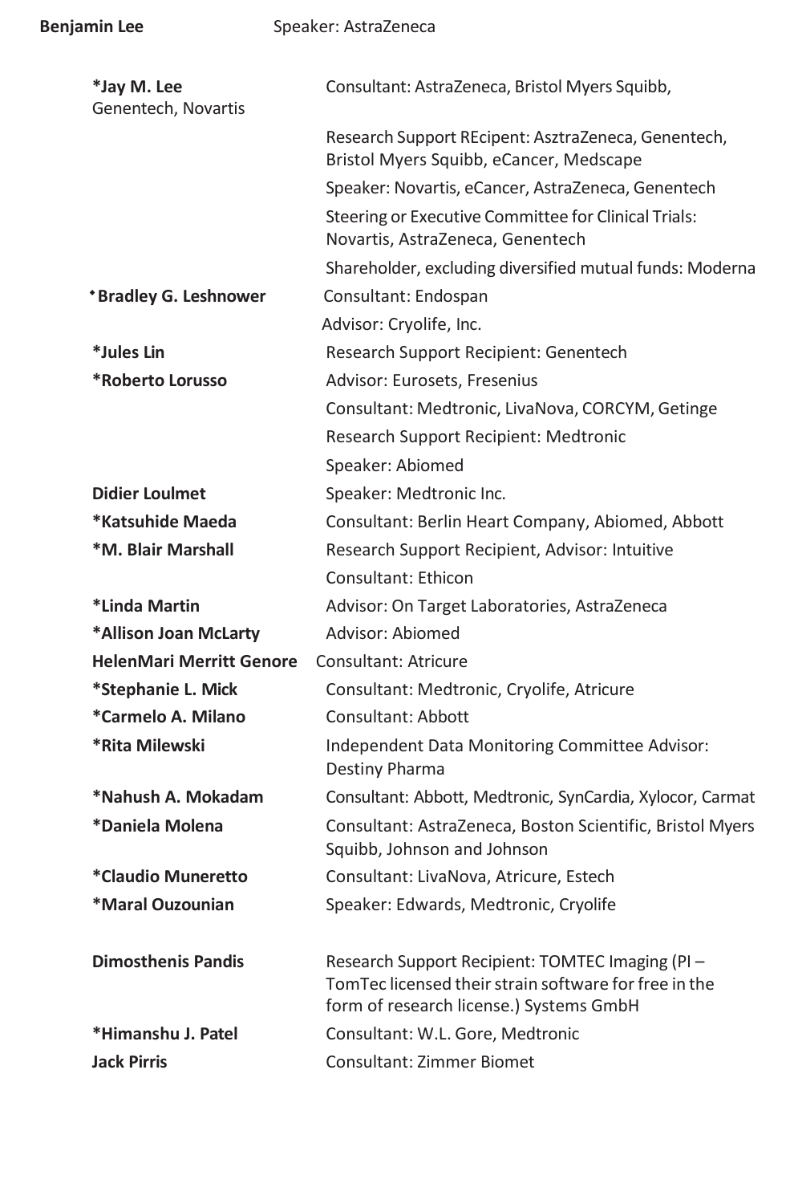| Name | Disclosure |
|---|---|
| **Benjamin Lee** | Speaker: AstraZeneca |
| ***Jay M. Lee** | Consultant: AstraZeneca, Bristol Myers Squibb, Genentech, Novartis |
| | Research Support REcipent: AsztraZeneca, Genentech, Bristol Myers Squibb, eCancer, Medscape |
| | Speaker: Novartis, eCancer, AstraZeneca, Genentech |
| | Steering or Executive Committee for Clinical Trials: Novartis, AstraZeneca, Genentech |
| | Shareholder, excluding diversified mutual funds: Moderna |
| ***Bradley G. Leshnower** | Consultant: Endospan |
| | Advisor: Cryolife, Inc. |
| ***Jules Lin** | Research Support Recipient: Genentech |
| ***Roberto Lorusso** | Advisor: Eurosets, Fresenius |
| | Consultant: Medtronic, LivaNova, CORCYM, Getinge |
| | Research Support Recipient: Medtronic |
| | Speaker: Abiomed |
| **Didier Loulmet** | Speaker: Medtronic Inc. |
| ***Katsuhide Maeda** | Consultant: Berlin Heart Company, Abiomed, Abbott |
| ***M. Blair Marshall** | Research Support Recipient, Advisor: Intuitive |
| | Consultant: Ethicon |
| ***Linda Martin** | Advisor: On Target Laboratories, AstraZeneca |
| ***Allison Joan McLarty** | Advisor: Abiomed |
| **HelenMari Merritt Genore** | Consultant: Atricure |
| ***Stephanie L. Mick** | Consultant: Medtronic, Cryolife, Atricure |
| ***Carmelo A. Milano** | Consultant: Abbott |
| ***Rita Milewski** | Independent Data Monitoring Committee Advisor: Destiny Pharma |
| ***Nahush A. Mokadam** | Consultant: Abbott, Medtronic, SynCardia, Xylocor, Carmat |
| ***Daniela Molena** | Consultant: AstraZeneca, Boston Scientific, Bristol Myers Squibb, Johnson and Johnson |
| ***Claudio Muneretto** | Consultant: LivaNova, Atricure, Estech |
| ***Maral Ouzounian** | Speaker: Edwards, Medtronic, Cryolife |
| **Dimosthenis Pandis** | Research Support Recipient: TOMTEC Imaging (PI – TomTec licensed their strain software for free in the form of research license.) Systems GmbH |
| ***Himanshu J. Patel** | Consultant: W.L. Gore, Medtronic |
| **Jack Pirris** | Consultant: Zimmer Biomet |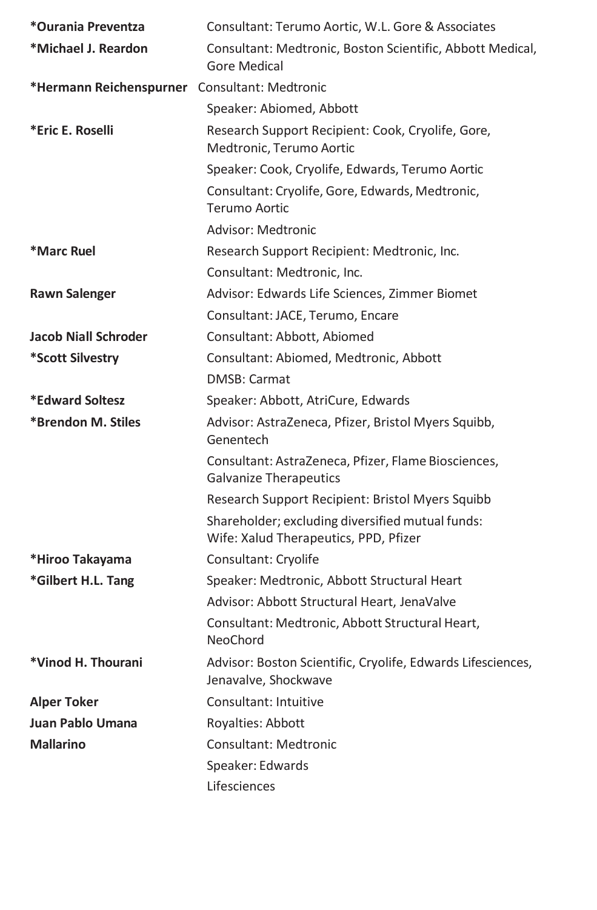| | |
|---|---|
| ***Ourania Preventza** | Consultant: Terumo Aortic, W.L. Gore & Associates |
| ***Michael J. Reardon** | Consultant: Medtronic, Boston Scientific, Abbott Medical, Gore Medical |
| ***Hermann Reichenspurner** | Consultant: Medtronic |
| | Speaker: Abiomed, Abbott |
| ***Eric E. Roselli** | Research Support Recipient: Cook, Cryolife, Gore, Medtronic, Terumo Aortic |
| | Speaker: Cook, Cryolife, Edwards, Terumo Aortic |
| | Consultant: Cryolife, Gore, Edwards, Medtronic, Terumo Aortic |
| | Advisor: Medtronic |
| ***Marc Ruel** | Research Support Recipient: Medtronic, Inc. |
| | Consultant: Medtronic, Inc. |
| **Rawn Salenger** | Advisor: Edwards Life Sciences, Zimmer Biomet |
| | Consultant: JACE, Terumo, Encare |
| **Jacob Niall Schroder** | Consultant: Abbott, Abiomed |
| ***Scott Silvestry** | Consultant: Abiomed, Medtronic, Abbott |
| | DMSB: Carmat |
| ***Edward Soltesz** | Speaker: Abbott, AtriCure, Edwards |
| ***Brendon M. Stiles** | Advisor: AstraZeneca, Pfizer, Bristol Myers Squibb, Genentech |
| | Consultant: AstraZeneca, Pfizer, Flame Biosciences, Galvanize Therapeutics |
| | Research Support Recipient: Bristol Myers Squibb |
| | Shareholder; excluding diversified mutual funds: Wife: Xalud Therapeutics, PPD, Pfizer |
| ***Hiroo Takayama** | Consultant: Cryolife |
| ***Gilbert H.L. Tang** | Speaker: Medtronic, Abbott Structural Heart |
| | Advisor: Abbott Structural Heart, JenaValve |
| | Consultant: Medtronic, Abbott Structural Heart, NeoChord |
| ***Vinod H. Thourani** | Advisor: Boston Scientific, Cryolife, Edwards Lifesciences, Jenavalve, Shockwave |
| **Alper Toker** | Consultant: Intuitive |
| **Juan Pablo Umana Mallarino** | Royalties: Abbott |
| | Consultant: Medtronic |
| | Speaker: Edwards Lifesciences |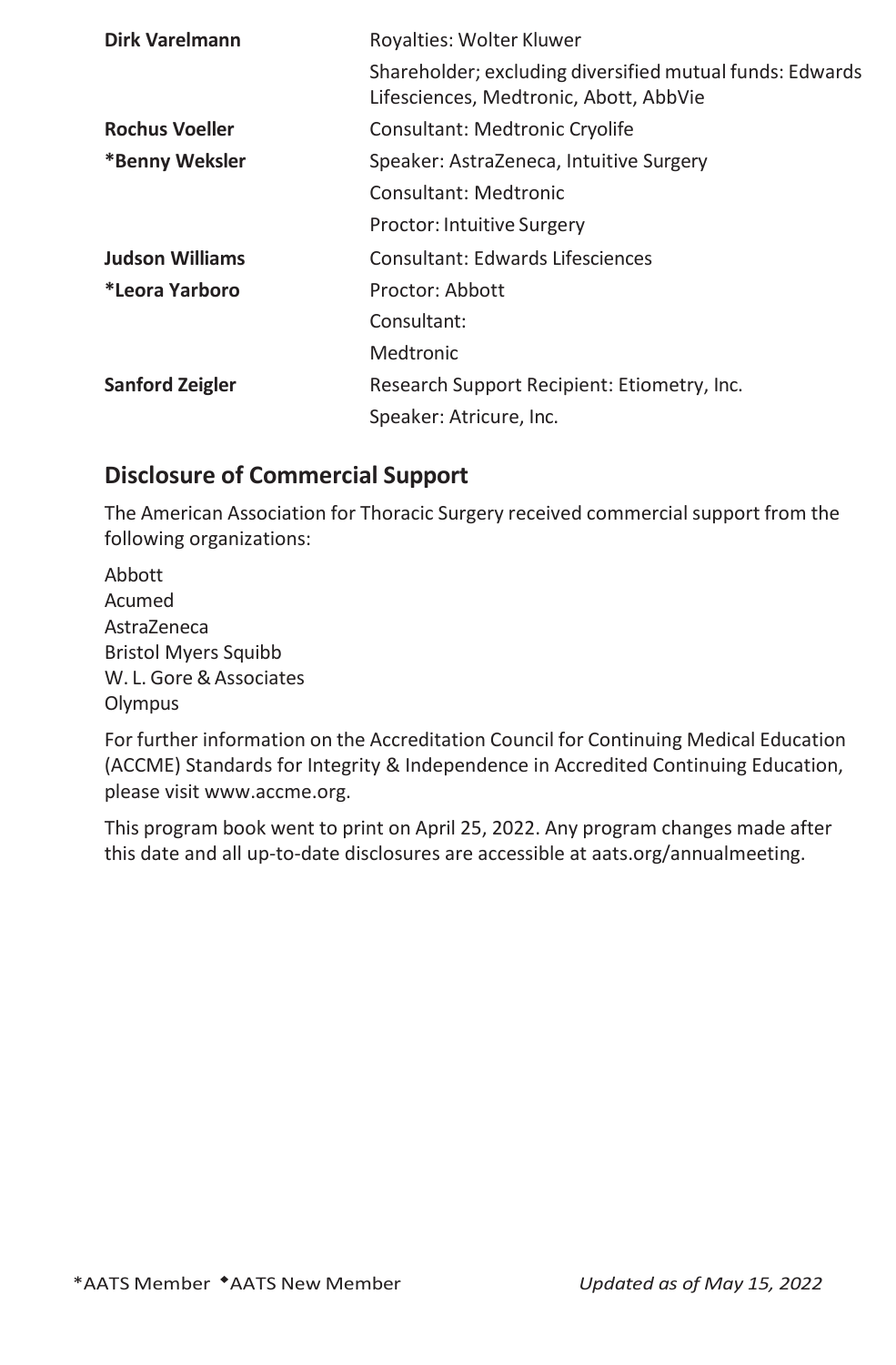| | |
|---|---|
| **Dirk Varelmann** | Royalties: Wolter Kluwer |
| | Shareholder; excluding diversified mutual funds: Edwards Lifesciences, Medtronic, Abott, AbbVie |
| **Rochus Voeller** | Consultant: Medtronic Cryolife |
| ***Benny Weksler** | Speaker: AstraZeneca, Intuitive Surgery |
| | Consultant: Medtronic |
| | Proctor: Intuitive Surgery |
| **Judson Williams** | Consultant: Edwards Lifesciences |
| ***Leora Yarboro** | Proctor: Abbott |
| | Consultant: |
| | Medtronic |
| **Sanford Zeigler** | Research Support Recipient: Etiometry, Inc. |
| | Speaker: Atricure, Inc. |

## Disclosure of Commercial Support

The American Association for Thoracic Surgery received commercial support from the following organizations:

Abbott
Acumed
AstraZeneca
Bristol Myers Squibb
W. L. Gore & Associates
Olympus

For further information on the Accreditation Council for Continuing Medical Education (ACCME) Standards for Integrity & Independence in Accredited Continuing Education, please visit www.accme.org.

This program book went to print on April 25, 2022. Any program changes made after this date and all up-to-date disclosures are accessible at aats.org/annualmeeting.

*AATS Member ◆AATS New Member *Updated as of May 15, 2022*